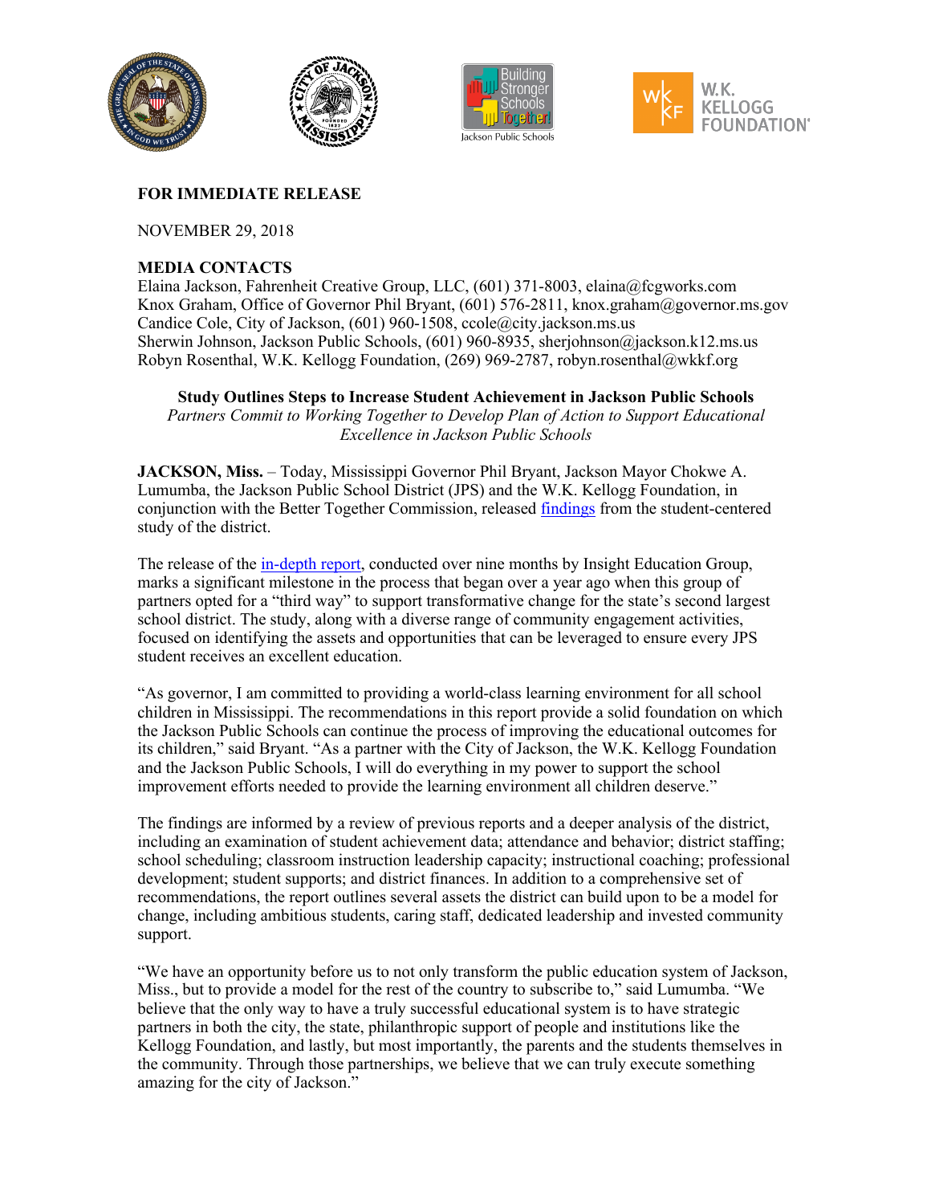**FOR IMMEDIATE RELEASE**

NOVEMBER 29, 2018

**MEDIA CONTACTS**
Elaina Jackson, Fahrenheit Creative Group, LLC, (601) 371-8003, elaina@fcgworks.com
Knox Graham, Office of Governor Phil Bryant, (601) 576-2811, knox.graham@governor.ms.gov
Candice Cole, City of Jackson, (601) 960-1508, ccole@city.jackson.ms.us
Sherwin Johnson, Jackson Public Schools, (601) 960-8935, sherjohnson@jackson.k12.ms.us
Robyn Rosenthal, W.K. Kellogg Foundation, (269) 969-2787, robyn.rosenthal@wkkf.org

## Study Outlines Steps to Increase Student Achievement in Jackson Public Schools

*Partners Commit to Working Together to Develop Plan of Action to Support Educational Excellence in Jackson Public Schools*

**JACKSON, Miss.** – Today, Mississippi Governor Phil Bryant, Jackson Mayor Chokwe A. Lumumba, the Jackson Public School District (JPS) and the W.K. Kellogg Foundation, in conjunction with the Better Together Commission, released findings from the student-centered study of the district.

The release of the in-depth report, conducted over nine months by Insight Education Group, marks a significant milestone in the process that began over a year ago when this group of partners opted for a "third way" to support transformative change for the state's second largest school district. The study, along with a diverse range of community engagement activities, focused on identifying the assets and opportunities that can be leveraged to ensure every JPS student receives an excellent education.

"As governor, I am committed to providing a world-class learning environment for all school children in Mississippi. The recommendations in this report provide a solid foundation on which the Jackson Public Schools can continue the process of improving the educational outcomes for its children," said Bryant. "As a partner with the City of Jackson, the W.K. Kellogg Foundation and the Jackson Public Schools, I will do everything in my power to support the school improvement efforts needed to provide the learning environment all children deserve."

The findings are informed by a review of previous reports and a deeper analysis of the district, including an examination of student achievement data; attendance and behavior; district staffing; school scheduling; classroom instruction leadership capacity; instructional coaching; professional development; student supports; and district finances. In addition to a comprehensive set of recommendations, the report outlines several assets the district can build upon to be a model for change, including ambitious students, caring staff, dedicated leadership and invested community support.

"We have an opportunity before us to not only transform the public education system of Jackson, Miss., but to provide a model for the rest of the country to subscribe to," said Lumumba. "We believe that the only way to have a truly successful educational system is to have strategic partners in both the city, the state, philanthropic support of people and institutions like the Kellogg Foundation, and lastly, but most importantly, the parents and the students themselves in the community. Through those partnerships, we believe that we can truly execute something amazing for the city of Jackson."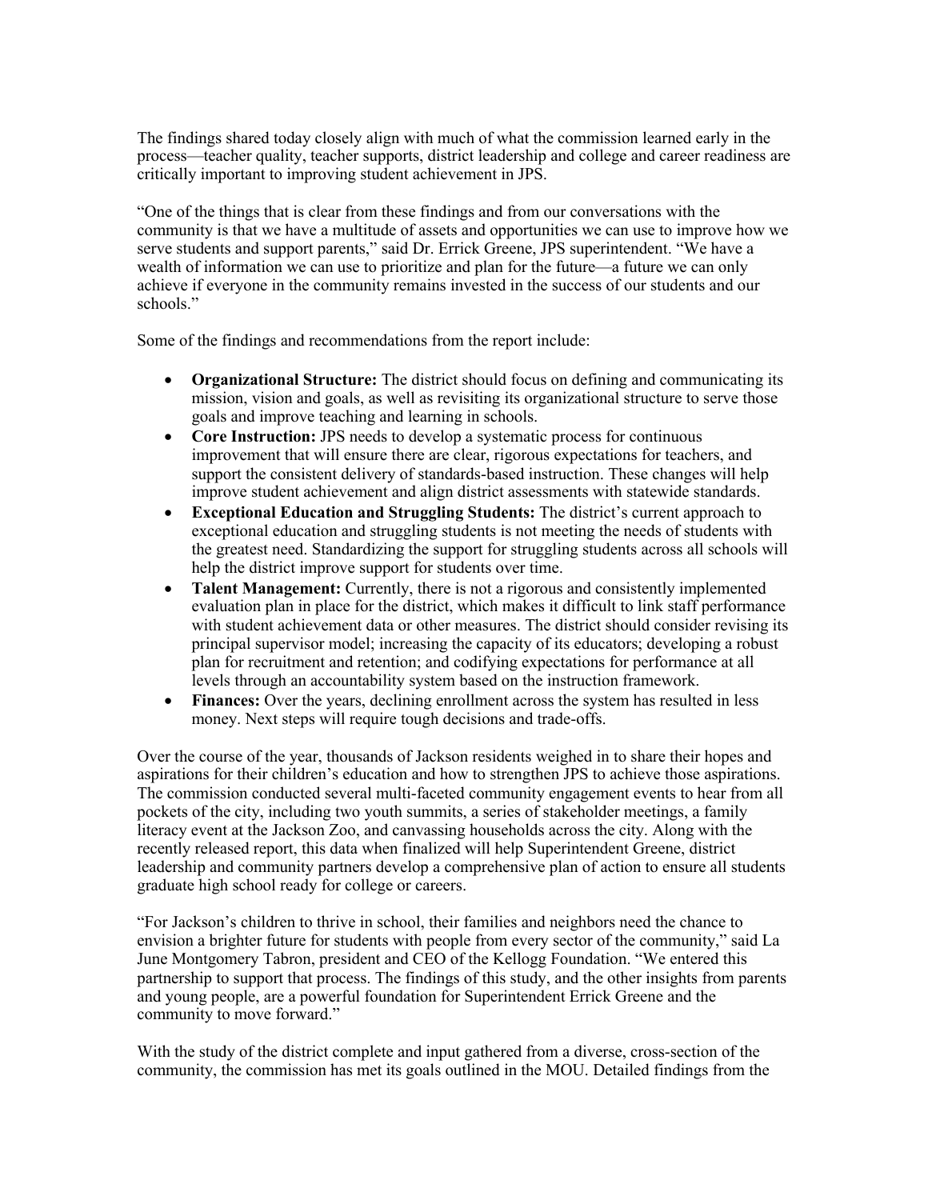The findings shared today closely align with much of what the commission learned early in the process—teacher quality, teacher supports, district leadership and college and career readiness are critically important to improving student achievement in JPS.

"One of the things that is clear from these findings and from our conversations with the community is that we have a multitude of assets and opportunities we can use to improve how we serve students and support parents," said Dr. Errick Greene, JPS superintendent. "We have a wealth of information we can use to prioritize and plan for the future—a future we can only achieve if everyone in the community remains invested in the success of our students and our schools."

Some of the findings and recommendations from the report include:

- **Organizational Structure:** The district should focus on defining and communicating its mission, vision and goals, as well as revisiting its organizational structure to serve those goals and improve teaching and learning in schools.
- **Core Instruction:** JPS needs to develop a systematic process for continuous improvement that will ensure there are clear, rigorous expectations for teachers, and support the consistent delivery of standards-based instruction. These changes will help improve student achievement and align district assessments with statewide standards.
- **Exceptional Education and Struggling Students:** The district's current approach to exceptional education and struggling students is not meeting the needs of students with the greatest need. Standardizing the support for struggling students across all schools will help the district improve support for students over time.
- **Talent Management:** Currently, there is not a rigorous and consistently implemented evaluation plan in place for the district, which makes it difficult to link staff performance with student achievement data or other measures. The district should consider revising its principal supervisor model; increasing the capacity of its educators; developing a robust plan for recruitment and retention; and codifying expectations for performance at all levels through an accountability system based on the instruction framework.
- **Finances:** Over the years, declining enrollment across the system has resulted in less money. Next steps will require tough decisions and trade-offs.

Over the course of the year, thousands of Jackson residents weighed in to share their hopes and aspirations for their children's education and how to strengthen JPS to achieve those aspirations. The commission conducted several multi-faceted community engagement events to hear from all pockets of the city, including two youth summits, a series of stakeholder meetings, a family literacy event at the Jackson Zoo, and canvassing households across the city. Along with the recently released report, this data when finalized will help Superintendent Greene, district leadership and community partners develop a comprehensive plan of action to ensure all students graduate high school ready for college or careers.

"For Jackson's children to thrive in school, their families and neighbors need the chance to envision a brighter future for students with people from every sector of the community," said La June Montgomery Tabron, president and CEO of the Kellogg Foundation. "We entered this partnership to support that process. The findings of this study, and the other insights from parents and young people, are a powerful foundation for Superintendent Errick Greene and the community to move forward."

With the study of the district complete and input gathered from a diverse, cross-section of the community, the commission has met its goals outlined in the MOU. Detailed findings from the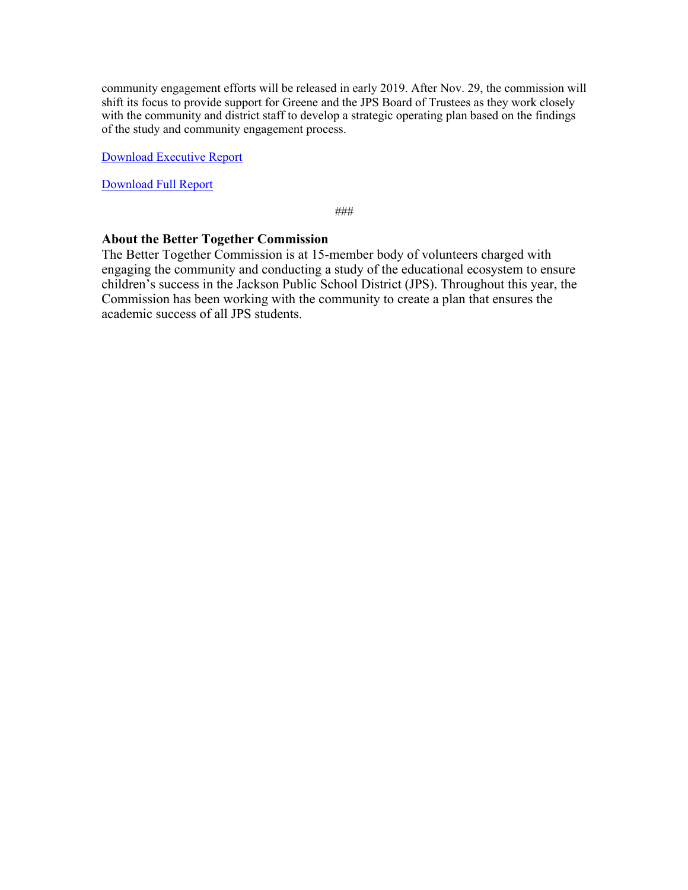community engagement efforts will be released in early 2019. After Nov. 29, the commission will shift its focus to provide support for Greene and the JPS Board of Trustees as they work closely with the community and district staff to develop a strategic operating plan based on the findings of the study and community engagement process.

Download Executive Report

Download Full Report

###

**About the Better Together Commission**

The Better Together Commission is at 15-member body of volunteers charged with engaging the community and conducting a study of the educational ecosystem to ensure children's success in the Jackson Public School District (JPS). Throughout this year, the Commission has been working with the community to create a plan that ensures the academic success of all JPS students.